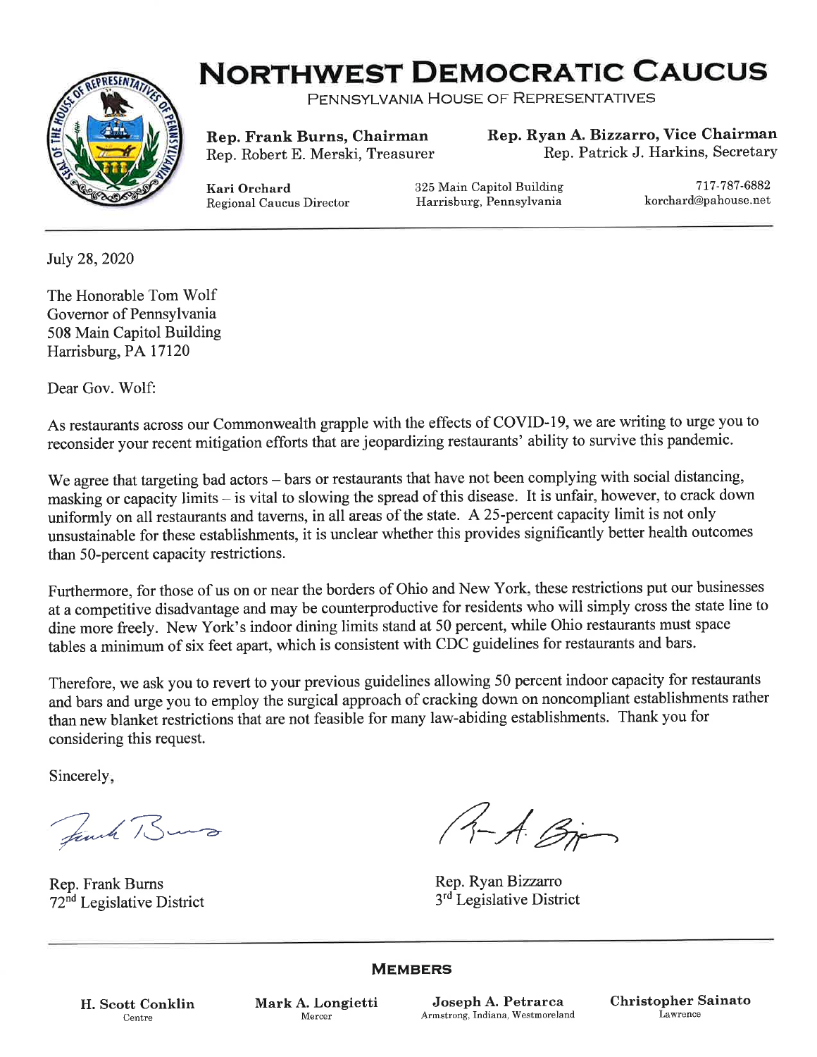# NORTHWEST DEMOCRATIC CAUCUS

PENNSYLVANIA HOUSE OF REPRESENTATIVES

**Rep. Frank Burns, Chairman**
Rep. Robert E. Merski, Treasurer

**Rep. Ryan A. Bizzarro, Vice Chairman**
Rep. Patrick J. Harkins, Secretary

**Kari Orchard**
Regional Caucus Director

325 Main Capitol Building
Harrisburg, Pennsylvania

717-787-6882
korchard@pahouse.net

---

July 28, 2020

The Honorable Tom Wolf
Governor of Pennsylvania
508 Main Capitol Building
Harrisburg, PA 17120

Dear Gov. Wolf:

As restaurants across our Commonwealth grapple with the effects of COVID-19, we are writing to urge you to reconsider your recent mitigation efforts that are jeopardizing restaurants' ability to survive this pandemic.

We agree that targeting bad actors – bars or restaurants that have not been complying with social distancing, masking or capacity limits – is vital to slowing the spread of this disease. It is unfair, however, to crack down uniformly on all restaurants and taverns, in all areas of the state. A 25-percent capacity limit is not only unsustainable for these establishments, it is unclear whether this provides significantly better health outcomes than 50-percent capacity restrictions.

Furthermore, for those of us on or near the borders of Ohio and New York, these restrictions put our businesses at a competitive disadvantage and may be counterproductive for residents who will simply cross the state line to dine more freely. New York's indoor dining limits stand at 50 percent, while Ohio restaurants must space tables a minimum of six feet apart, which is consistent with CDC guidelines for restaurants and bars.

Therefore, we ask you to revert to your previous guidelines allowing 50 percent indoor capacity for restaurants and bars and urge you to employ the surgical approach of cracking down on noncompliant establishments rather than new blanket restrictions that are not feasible for many law-abiding establishments. Thank you for considering this request.

Sincerely,

Rep. Frank Burns
72nd Legislative District

Rep. Ryan Bizzarro
3rd Legislative District

---

**MEMBERS**

**H. Scott Conklin**
Centre

**Mark A. Longietti**
Mercer

**Joseph A. Petrarca**
Armstrong, Indiana, Westmoreland

**Christopher Sainato**
Lawrence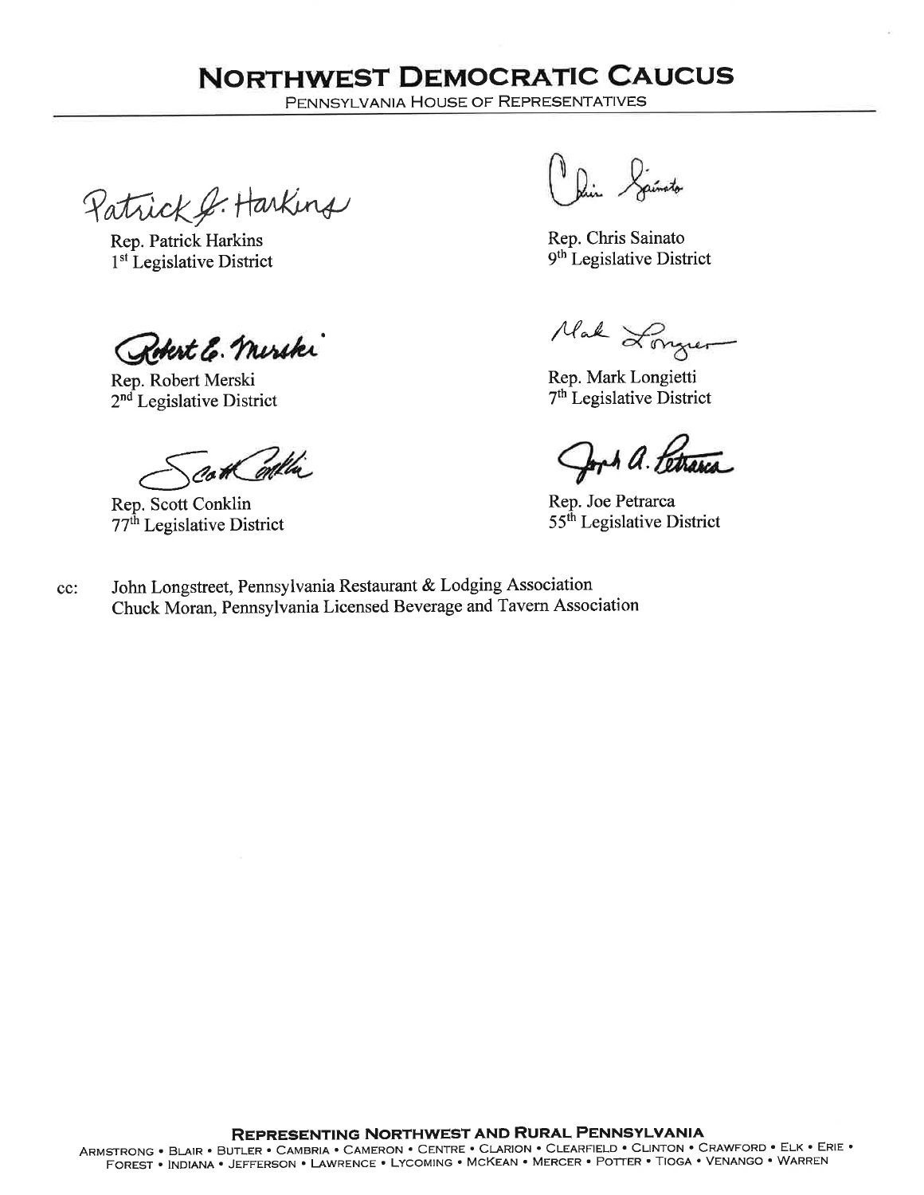# NORTHWEST DEMOCRATIC CAUCUS

PENNSYLVANIA HOUSE OF REPRESENTATIVES

Rep. Patrick Harkins
1st Legislative District

Rep. Chris Sainato
9th Legislative District

Rep. Robert Merski
2nd Legislative District

Rep. Mark Longietti
7th Legislative District

Rep. Scott Conklin
77th Legislative District

Rep. Joe Petrarca
55th Legislative District

cc: John Longstreet, Pennsylvania Restaurant & Lodging Association
Chuck Moran, Pennsylvania Licensed Beverage and Tavern Association

**REPRESENTING NORTHWEST AND RURAL PENNSYLVANIA**

ARMSTRONG • BLAIR • BUTLER • CAMBRIA • CAMERON • CENTRE • CLARION • CLEARFIELD • CLINTON • CRAWFORD • ELK • ERIE • FOREST • INDIANA • JEFFERSON • LAWRENCE • LYCOMING • MCKEAN • MERCER • POTTER • TIOGA • VENANGO • WARREN